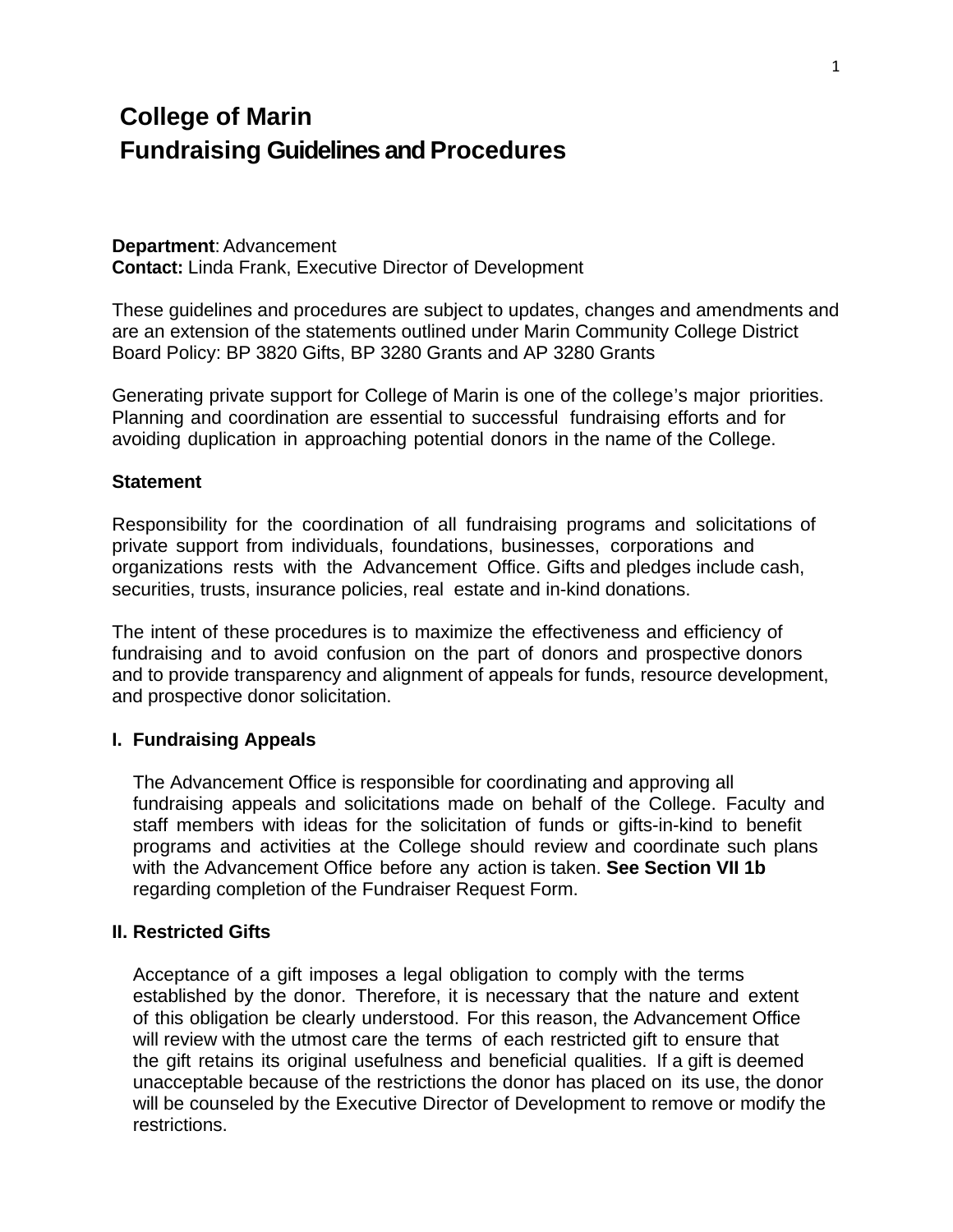# College of Marin
# Fundraising Guidelines and Procedures

**Department**: Advancement
**Contact:** Linda Frank, Executive Director of Development

These guidelines and procedures are subject to updates, changes and amendments and are an extension of the statements outlined under Marin Community College District Board Policy: BP 3820 Gifts, BP 3280 Grants and AP 3280 Grants

Generating private support for College of Marin is one of the college's major priorities. Planning and coordination are essential to successful fundraising efforts and for avoiding duplication in approaching potential donors in the name of the College.

**Statement**

Responsibility for the coordination of all fundraising programs and solicitations of private support from individuals, foundations, businesses, corporations and organizations rests with the Advancement Office. Gifts and pledges include cash, securities, trusts, insurance policies, real estate and in-kind donations.

The intent of these procedures is to maximize the effectiveness and efficiency of fundraising and to avoid confusion on the part of donors and prospective donors and to provide transparency and alignment of appeals for funds, resource development, and prospective donor solicitation.

**I. Fundraising Appeals**

The Advancement Office is responsible for coordinating and approving all fundraising appeals and solicitations made on behalf of the College. Faculty and staff members with ideas for the solicitation of funds or gifts-in-kind to benefit programs and activities at the College should review and coordinate such plans with the Advancement Office before any action is taken. **See Section VII 1b** regarding completion of the Fundraiser Request Form.

**II. Restricted Gifts**

Acceptance of a gift imposes a legal obligation to comply with the terms established by the donor. Therefore, it is necessary that the nature and extent of this obligation be clearly understood. For this reason, the Advancement Office will review with the utmost care the terms of each restricted gift to ensure that the gift retains its original usefulness and beneficial qualities. If a gift is deemed unacceptable because of the restrictions the donor has placed on its use, the donor will be counseled by the Executive Director of Development to remove or modify the restrictions.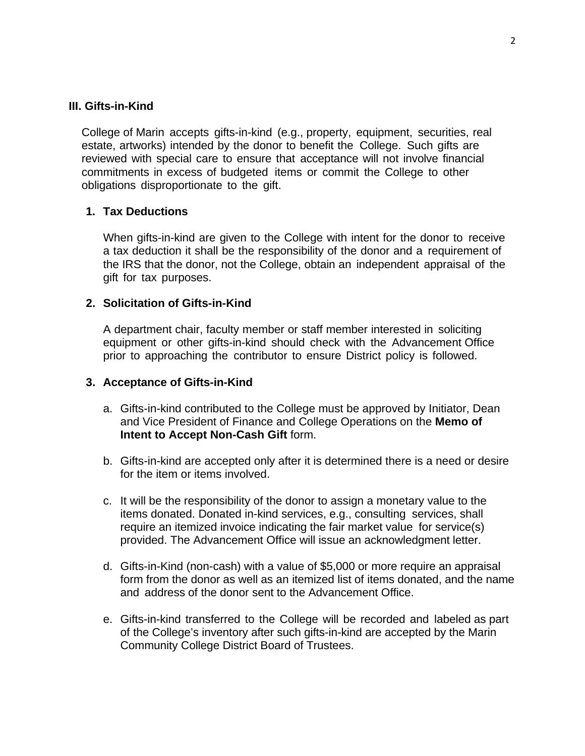## III. Gifts-in-Kind

College of Marin accepts gifts-in-kind (e.g., property, equipment, securities, real estate, artworks) intended by the donor to benefit the College. Such gifts are reviewed with special care to ensure that acceptance will not involve financial commitments in excess of budgeted items or commit the College to other obligations disproportionate to the gift.

### 1. Tax Deductions

When gifts-in-kind are given to the College with intent for the donor to receive a tax deduction it shall be the responsibility of the donor and a requirement of the IRS that the donor, not the College, obtain an independent appraisal of the gift for tax purposes.

### 2. Solicitation of Gifts-in-Kind

A department chair, faculty member or staff member interested in soliciting equipment or other gifts-in-kind should check with the Advancement Office prior to approaching the contributor to ensure District policy is followed.

### 3. Acceptance of Gifts-in-Kind

a. Gifts-in-kind contributed to the College must be approved by Initiator, Dean and Vice President of Finance and College Operations on the **Memo of Intent to Accept Non-Cash Gift** form.

b. Gifts-in-kind are accepted only after it is determined there is a need or desire for the item or items involved.

c. It will be the responsibility of the donor to assign a monetary value to the items donated. Donated in-kind services, e.g., consulting services, shall require an itemized invoice indicating the fair market value for service(s) provided. The Advancement Office will issue an acknowledgment letter.

d. Gifts-in-Kind (non-cash) with a value of $5,000 or more require an appraisal form from the donor as well as an itemized list of items donated, and the name and address of the donor sent to the Advancement Office.

e. Gifts-in-kind transferred to the College will be recorded and labeled as part of the College's inventory after such gifts-in-kind are accepted by the Marin Community College District Board of Trustees.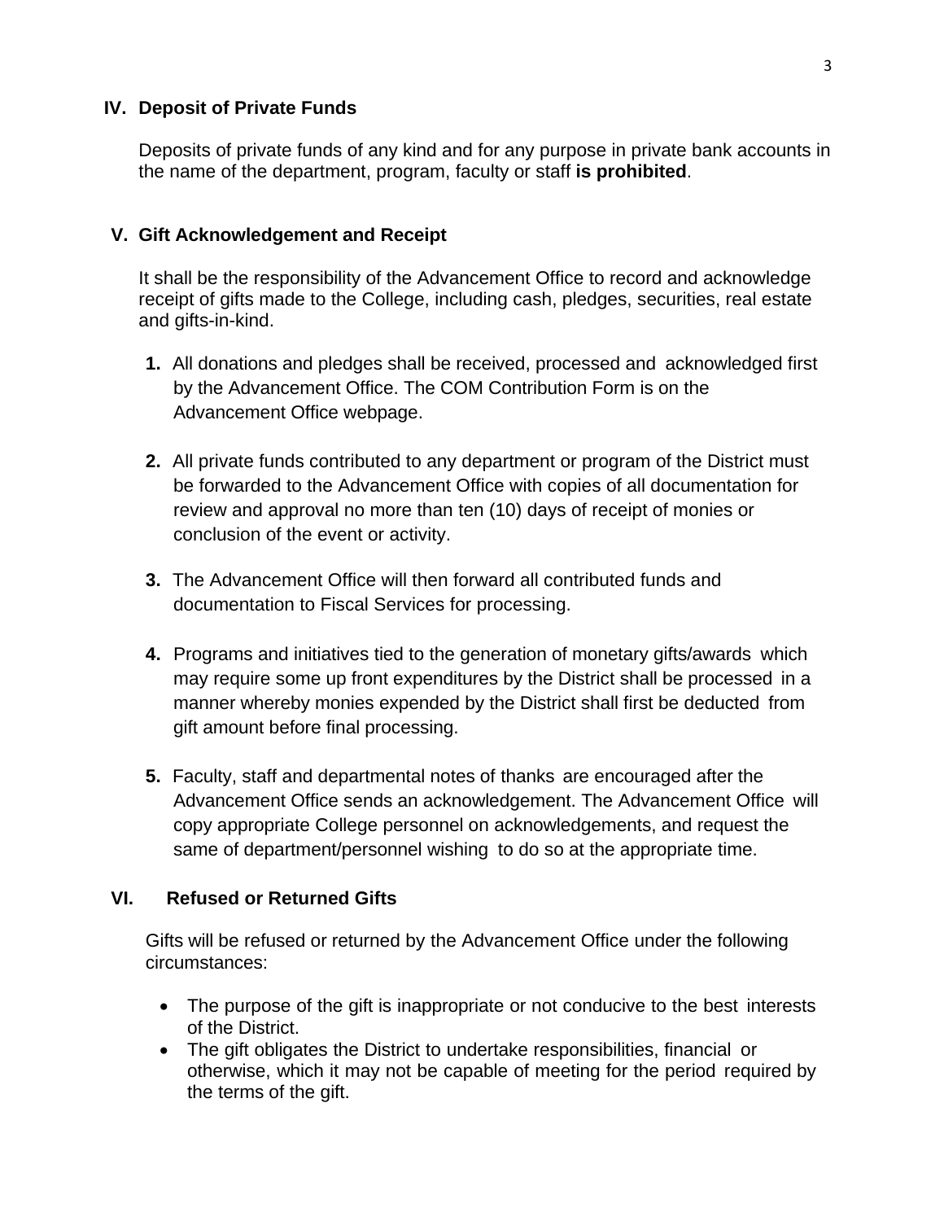## IV. Deposit of Private Funds

Deposits of private funds of any kind and for any purpose in private bank accounts in the name of the department, program, faculty or staff **is prohibited**.

## V. Gift Acknowledgement and Receipt

It shall be the responsibility of the Advancement Office to record and acknowledge receipt of gifts made to the College, including cash, pledges, securities, real estate and gifts-in-kind.

1. All donations and pledges shall be received, processed and acknowledged first by the Advancement Office. The COM Contribution Form is on the Advancement Office webpage.

2. All private funds contributed to any department or program of the District must be forwarded to the Advancement Office with copies of all documentation for review and approval no more than ten (10) days of receipt of monies or conclusion of the event or activity.

3. The Advancement Office will then forward all contributed funds and documentation to Fiscal Services for processing.

4. Programs and initiatives tied to the generation of monetary gifts/awards which may require some up front expenditures by the District shall be processed in a manner whereby monies expended by the District shall first be deducted from gift amount before final processing.

5. Faculty, staff and departmental notes of thanks are encouraged after the Advancement Office sends an acknowledgement. The Advancement Office will copy appropriate College personnel on acknowledgements, and request the same of department/personnel wishing to do so at the appropriate time.

## VI. Refused or Returned Gifts

Gifts will be refused or returned by the Advancement Office under the following circumstances:

- The purpose of the gift is inappropriate or not conducive to the best interests of the District.
- The gift obligates the District to undertake responsibilities, financial or otherwise, which it may not be capable of meeting for the period required by the terms of the gift.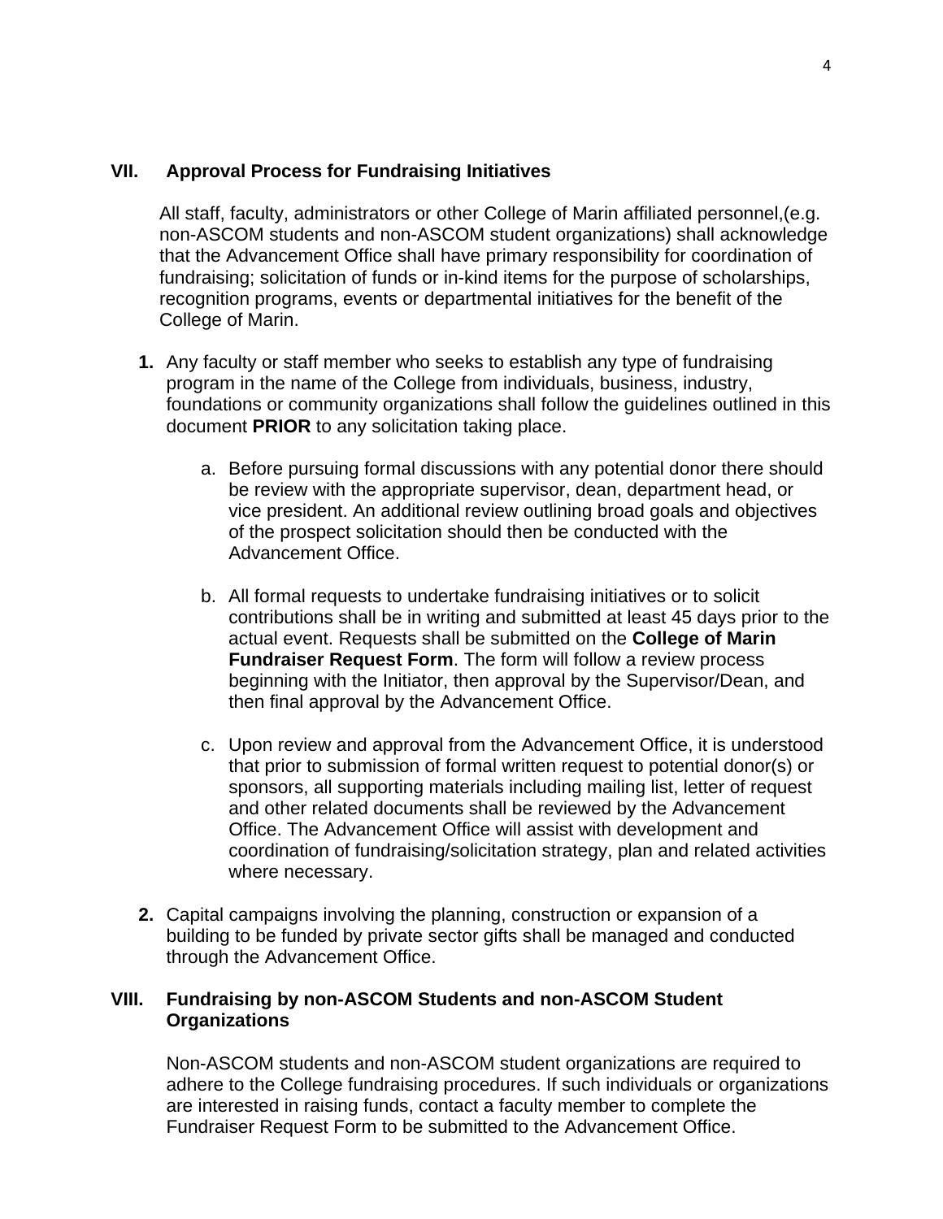## VII. Approval Process for Fundraising Initiatives

All staff, faculty, administrators or other College of Marin affiliated personnel,(e.g. non-ASCOM students and non-ASCOM student organizations) shall acknowledge that the Advancement Office shall have primary responsibility for coordination of fundraising; solicitation of funds or in-kind items for the purpose of scholarships, recognition programs, events or departmental initiatives for the benefit of the College of Marin.

1. Any faculty or staff member who seeks to establish any type of fundraising program in the name of the College from individuals, business, industry, foundations or community organizations shall follow the guidelines outlined in this document **PRIOR** to any solicitation taking place.

   a. Before pursuing formal discussions with any potential donor there should be review with the appropriate supervisor, dean, department head, or vice president. An additional review outlining broad goals and objectives of the prospect solicitation should then be conducted with the Advancement Office.

   b. All formal requests to undertake fundraising initiatives or to solicit contributions shall be in writing and submitted at least 45 days prior to the actual event. Requests shall be submitted on the **College of Marin Fundraiser Request Form**. The form will follow a review process beginning with the Initiator, then approval by the Supervisor/Dean, and then final approval by the Advancement Office.

   c. Upon review and approval from the Advancement Office, it is understood that prior to submission of formal written request to potential donor(s) or sponsors, all supporting materials including mailing list, letter of request and other related documents shall be reviewed by the Advancement Office. The Advancement Office will assist with development and coordination of fundraising/solicitation strategy, plan and related activities where necessary.

2. Capital campaigns involving the planning, construction or expansion of a building to be funded by private sector gifts shall be managed and conducted through the Advancement Office.

## VIII. Fundraising by non-ASCOM Students and non-ASCOM Student Organizations

Non-ASCOM students and non-ASCOM student organizations are required to adhere to the College fundraising procedures. If such individuals or organizations are interested in raising funds, contact a faculty member to complete the Fundraiser Request Form to be submitted to the Advancement Office.